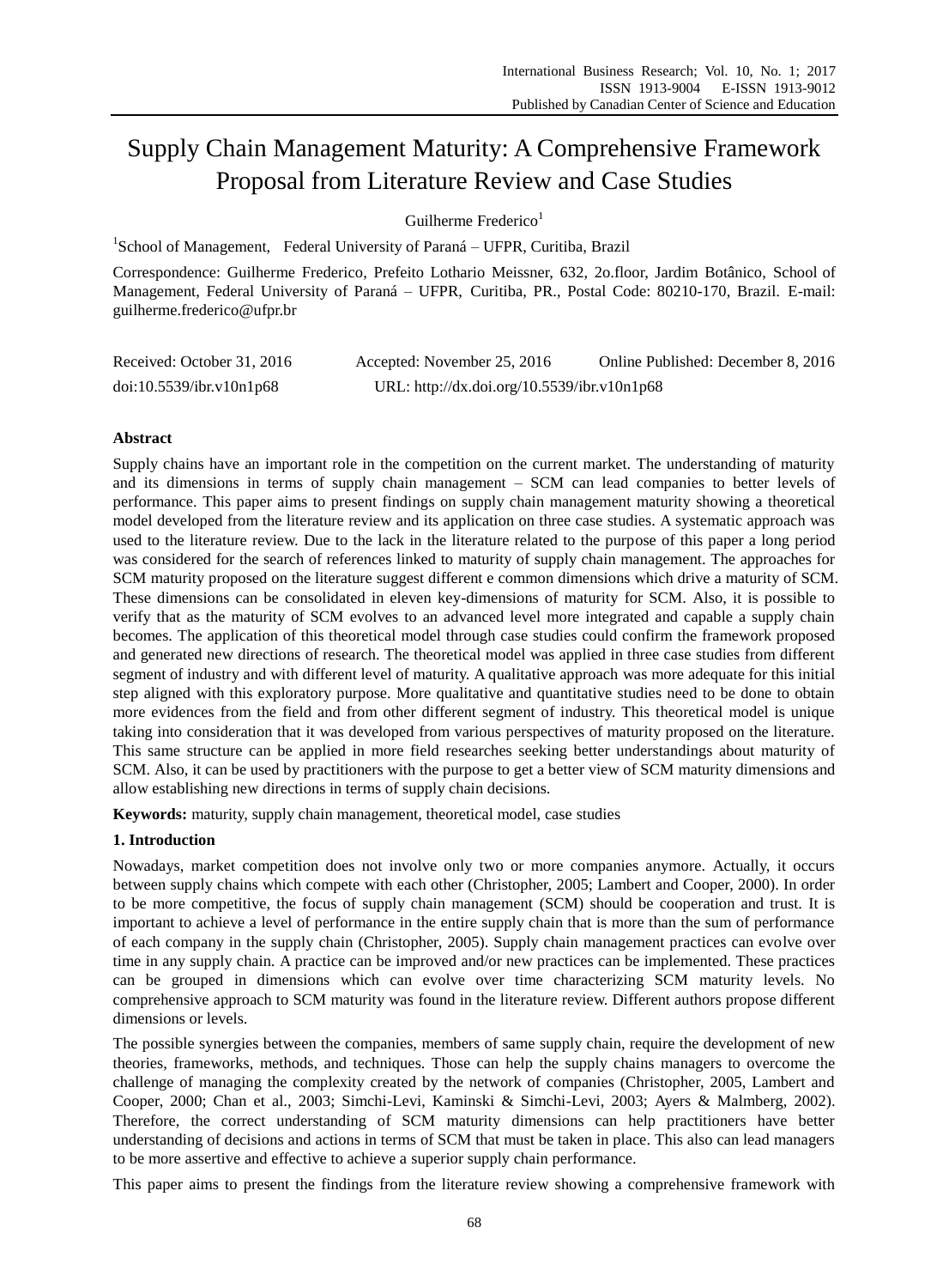# Supply Chain Management Maturity: A Comprehensive Framework Proposal from Literature Review and Case Studies

Guilherme Frederico[1]

[1]School of Management, Federal University of Paraná – UFPR, Curitiba, Brazil

Correspondence: Guilherme Frederico, Prefeito Lothario Meissner, 632, 2o.floor, Jardim Botânico, School of Management, Federal University of Paraná – UFPR, Curitiba, PR., Postal Code: 80210-170, Brazil. E-mail: guilherme.frederico@ufpr.br

Received: October 31, 2016 Accepted: November 25, 2016 Online Published: December 8, 2016

doi:10.5539/ibr.v10n1p68 URL: http://dx.doi.org/10.5539/ibr.v10n1p68

## Abstract

Supply chains have an important role in the competition on the current market. The understanding of maturity and its dimensions in terms of supply chain management – SCM can lead companies to better levels of performance. This paper aims to present findings on supply chain management maturity showing a theoretical model developed from the literature review and its application on three case studies. A systematic approach was used to the literature review. Due to the lack in the literature related to the purpose of this paper a long period was considered for the search of references linked to maturity of supply chain management. The approaches for SCM maturity proposed on the literature suggest different e common dimensions which drive a maturity of SCM. These dimensions can be consolidated in eleven key-dimensions of maturity for SCM. Also, it is possible to verify that as the maturity of SCM evolves to an advanced level more integrated and capable a supply chain becomes. The application of this theoretical model through case studies could confirm the framework proposed and generated new directions of research. The theoretical model was applied in three case studies from different segment of industry and with different level of maturity. A qualitative approach was more adequate for this initial step aligned with this exploratory purpose. More qualitative and quantitative studies need to be done to obtain more evidences from the field and from other different segment of industry. This theoretical model is unique taking into consideration that it was developed from various perspectives of maturity proposed on the literature. This same structure can be applied in more field researches seeking better understandings about maturity of SCM. Also, it can be used by practitioners with the purpose to get a better view of SCM maturity dimensions and allow establishing new directions in terms of supply chain decisions.

**Keywords:** maturity, supply chain management, theoretical model, case studies

## 1. Introduction

Nowadays, market competition does not involve only two or more companies anymore. Actually, it occurs between supply chains which compete with each other (Christopher, 2005; Lambert and Cooper, 2000). In order to be more competitive, the focus of supply chain management (SCM) should be cooperation and trust. It is important to achieve a level of performance in the entire supply chain that is more than the sum of performance of each company in the supply chain (Christopher, 2005). Supply chain management practices can evolve over time in any supply chain. A practice can be improved and/or new practices can be implemented. These practices can be grouped in dimensions which can evolve over time characterizing SCM maturity levels. No comprehensive approach to SCM maturity was found in the literature review. Different authors propose different dimensions or levels.

The possible synergies between the companies, members of same supply chain, require the development of new theories, frameworks, methods, and techniques. Those can help the supply chains managers to overcome the challenge of managing the complexity created by the network of companies (Christopher, 2005, Lambert and Cooper, 2000; Chan et al., 2003; Simchi-Levi, Kaminski & Simchi-Levi, 2003; Ayers & Malmberg, 2002). Therefore, the correct understanding of SCM maturity dimensions can help practitioners have better understanding of decisions and actions in terms of SCM that must be taken in place. This also can lead managers to be more assertive and effective to achieve a superior supply chain performance.

This paper aims to present the findings from the literature review showing a comprehensive framework with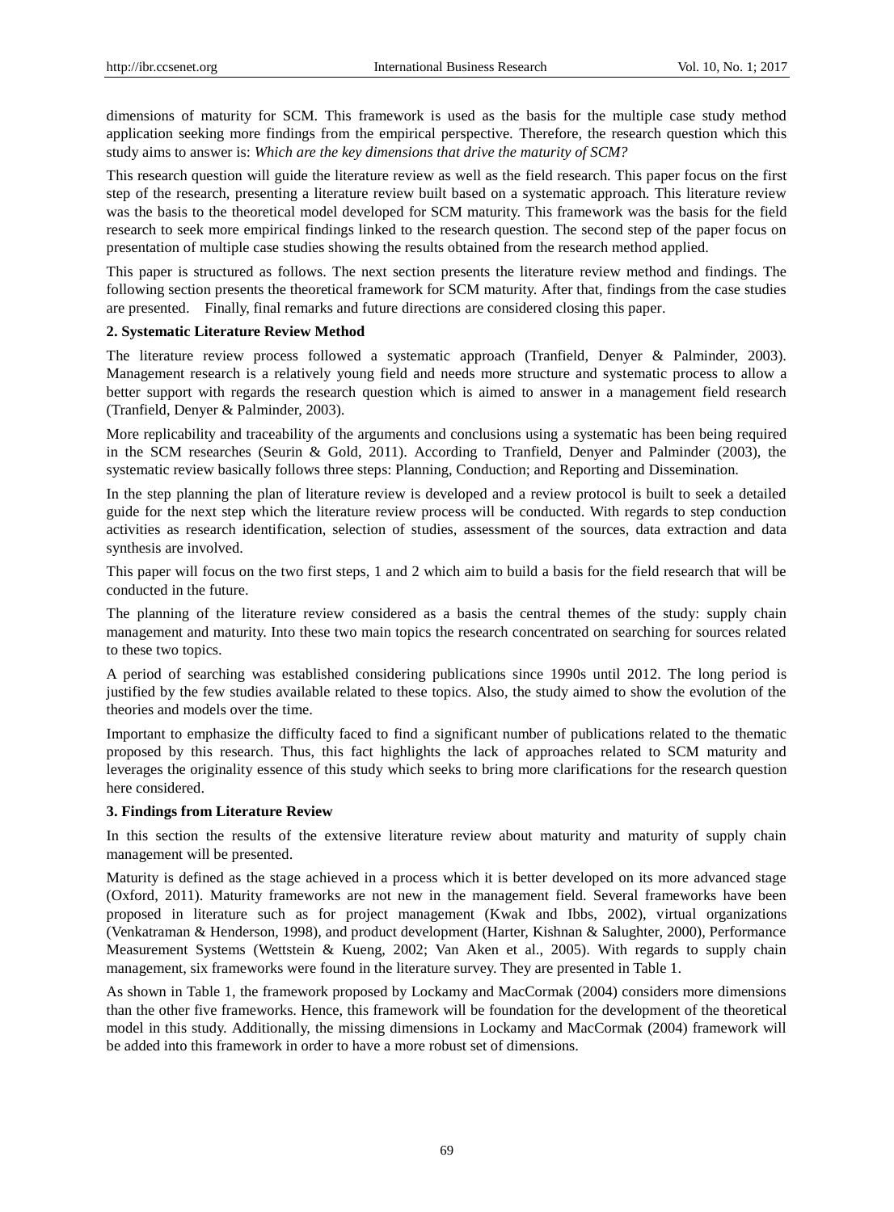dimensions of maturity for SCM. This framework is used as the basis for the multiple case study method application seeking more findings from the empirical perspective. Therefore, the research question which this study aims to answer is: *Which are the key dimensions that drive the maturity of SCM?*

This research question will guide the literature review as well as the field research. This paper focus on the first step of the research, presenting a literature review built based on a systematic approach. This literature review was the basis to the theoretical model developed for SCM maturity. This framework was the basis for the field research to seek more empirical findings linked to the research question. The second step of the paper focus on presentation of multiple case studies showing the results obtained from the research method applied.

This paper is structured as follows. The next section presents the literature review method and findings. The following section presents the theoretical framework for SCM maturity. After that, findings from the case studies are presented. Finally, final remarks and future directions are considered closing this paper.

## 2. Systematic Literature Review Method

The literature review process followed a systematic approach (Tranfield, Denyer & Palminder, 2003). Management research is a relatively young field and needs more structure and systematic process to allow a better support with regards the research question which is aimed to answer in a management field research (Tranfield, Denyer & Palminder, 2003).

More replicability and traceability of the arguments and conclusions using a systematic has been being required in the SCM researches (Seurin & Gold, 2011). According to Tranfield, Denyer and Palminder (2003), the systematic review basically follows three steps: Planning, Conduction; and Reporting and Dissemination.

In the step planning the plan of literature review is developed and a review protocol is built to seek a detailed guide for the next step which the literature review process will be conducted. With regards to step conduction activities as research identification, selection of studies, assessment of the sources, data extraction and data synthesis are involved.

This paper will focus on the two first steps, 1 and 2 which aim to build a basis for the field research that will be conducted in the future.

The planning of the literature review considered as a basis the central themes of the study: supply chain management and maturity. Into these two main topics the research concentrated on searching for sources related to these two topics.

A period of searching was established considering publications since 1990s until 2012. The long period is justified by the few studies available related to these topics. Also, the study aimed to show the evolution of the theories and models over the time.

Important to emphasize the difficulty faced to find a significant number of publications related to the thematic proposed by this research. Thus, this fact highlights the lack of approaches related to SCM maturity and leverages the originality essence of this study which seeks to bring more clarifications for the research question here considered.

## 3. Findings from Literature Review

In this section the results of the extensive literature review about maturity and maturity of supply chain management will be presented.

Maturity is defined as the stage achieved in a process which it is better developed on its more advanced stage (Oxford, 2011). Maturity frameworks are not new in the management field. Several frameworks have been proposed in literature such as for project management (Kwak and Ibbs, 2002), virtual organizations (Venkatraman & Henderson, 1998), and product development (Harter, Kishnan & Salughter, 2000), Performance Measurement Systems (Wettstein & Kueng, 2002; Van Aken et al., 2005). With regards to supply chain management, six frameworks were found in the literature survey. They are presented in Table 1.

As shown in Table 1, the framework proposed by Lockamy and MacCormak (2004) considers more dimensions than the other five frameworks. Hence, this framework will be foundation for the development of the theoretical model in this study. Additionally, the missing dimensions in Lockamy and MacCormak (2004) framework will be added into this framework in order to have a more robust set of dimensions.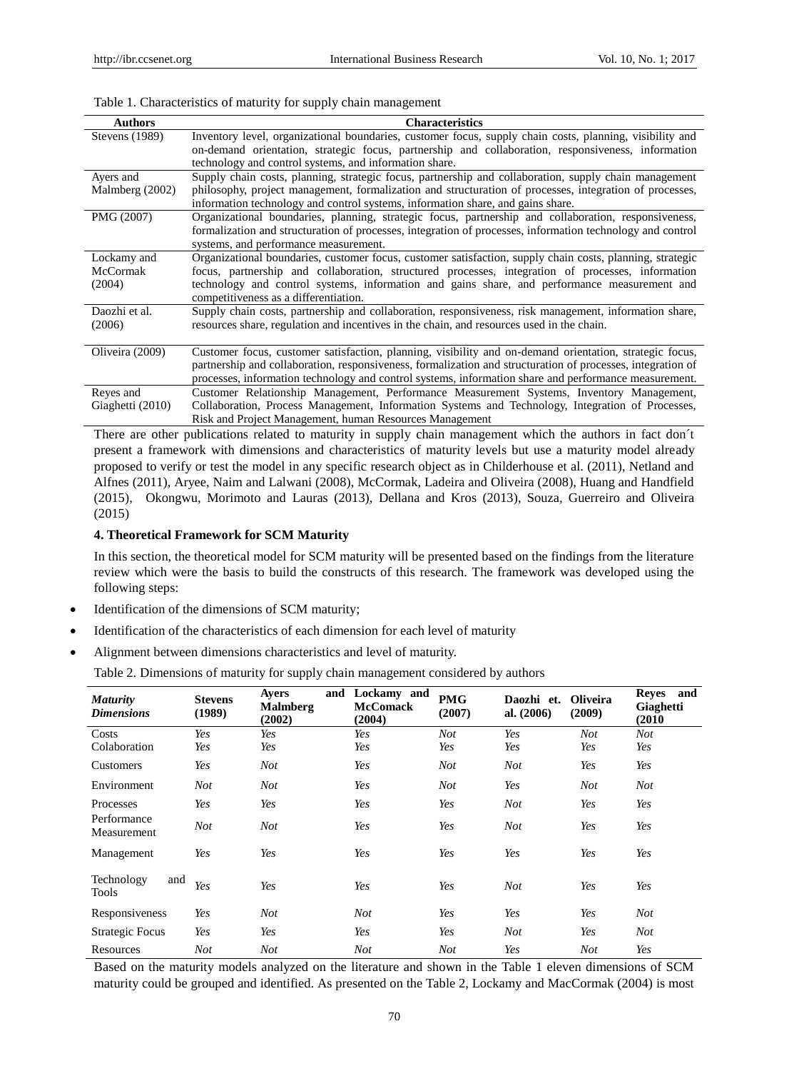Table 1. Characteristics of maturity for supply chain management

| Authors | Characteristics |
|---|---|
| Stevens (1989) | Inventory level, organizational boundaries, customer focus, supply chain costs, planning, visibility and on-demand orientation, strategic focus, partnership and collaboration, responsiveness, information technology and control systems, and information share. |
| Ayers and Malmberg (2002) | Supply chain costs, planning, strategic focus, partnership and collaboration, supply chain management philosophy, project management, formalization and structuration of processes, integration of processes, information technology and control systems, information share, and gains share. |
| PMG (2007) | Organizational boundaries, planning, strategic focus, partnership and collaboration, responsiveness, formalization and structuration of processes, integration of processes, information technology and control systems, and performance measurement. |
| Lockamy and McCormak (2004) | Organizational boundaries, customer focus, customer satisfaction, supply chain costs, planning, strategic focus, partnership and collaboration, structured processes, integration of processes, information technology and control systems, information and gains share, and performance measurement and competitiveness as a differentiation. |
| Daozhi et al. (2006) | Supply chain costs, partnership and collaboration, responsiveness, risk management, information share, resources share, regulation and incentives in the chain, and resources used in the chain. |
| Oliveira (2009) | Customer focus, customer satisfaction, planning, visibility and on-demand orientation, strategic focus, partnership and collaboration, responsiveness, formalization and structuration of processes, integration of processes, information technology and control systems, information share and performance measurement. |
| Reyes and Giaghetti (2010) | Customer Relationship Management, Performance Measurement Systems, Inventory Management, Collaboration, Process Management, Information Systems and Technology, Integration of Processes, Risk and Project Management, human Resources Management |

There are other publications related to maturity in supply chain management which the authors in fact don´t present a framework with dimensions and characteristics of maturity levels but use a maturity model already proposed to verify or test the model in any specific research object as in Childerhouse et al. (2011), Netland and Alfnes (2011), Aryee, Naim and Lalwani (2008), McCormak, Ladeira and Oliveira (2008), Huang and Handfield (2015), Okongwu, Morimoto and Lauras (2013), Dellana and Kros (2013), Souza, Guerreiro and Oliveira (2015)

## 4. Theoretical Framework for SCM Maturity

In this section, the theoretical model for SCM maturity will be presented based on the findings from the literature review which were the basis to build the constructs of this research. The framework was developed using the following steps:

- Identification of the dimensions of SCM maturity;
- Identification of the characteristics of each dimension for each level of maturity
- Alignment between dimensions characteristics and level of maturity.

Table 2. Dimensions of maturity for supply chain management considered by authors

| *Maturity Dimensions* | **Stevens (1989)** | **Ayers and Malmberg (2002)** | **Lockamy and McComack (2004)** | **PMG (2007)** | **Daozhi et. al. (2006)** | **Oliveira (2009)** | **Reyes and Giaghetti (2010** |
|---|---|---|---|---|---|---|---|
| Costs | *Yes* | *Yes* | *Yes* | *Not* | *Yes* | *Not* | *Not* |
| Colaboration | *Yes* | *Yes* | *Yes* | *Yes* | *Yes* | *Yes* | *Yes* |
| Customers | *Yes* | *Not* | *Yes* | *Not* | *Not* | *Yes* | *Yes* |
| Environment | *Not* | *Not* | *Yes* | *Not* | *Yes* | *Not* | *Not* |
| Processes | *Yes* | *Yes* | *Yes* | *Yes* | *Not* | *Yes* | *Yes* |
| Performance Measurement | *Not* | *Not* | *Yes* | *Yes* | *Not* | *Yes* | *Yes* |
| Management | *Yes* | *Yes* | *Yes* | *Yes* | *Yes* | *Yes* | *Yes* |
| Technology and Tools | *Yes* | *Yes* | *Yes* | *Yes* | *Not* | *Yes* | *Yes* |
| Responsiveness | *Yes* | *Not* | *Not* | *Yes* | *Yes* | *Yes* | *Not* |
| Strategic Focus | *Yes* | *Yes* | *Yes* | *Yes* | *Not* | *Yes* | *Not* |
| Resources | *Not* | *Not* | *Not* | *Not* | *Yes* | *Not* | *Yes* |

Based on the maturity models analyzed on the literature and shown in the Table 1 eleven dimensions of SCM maturity could be grouped and identified. As presented on the Table 2, Lockamy and MacCormak (2004) is most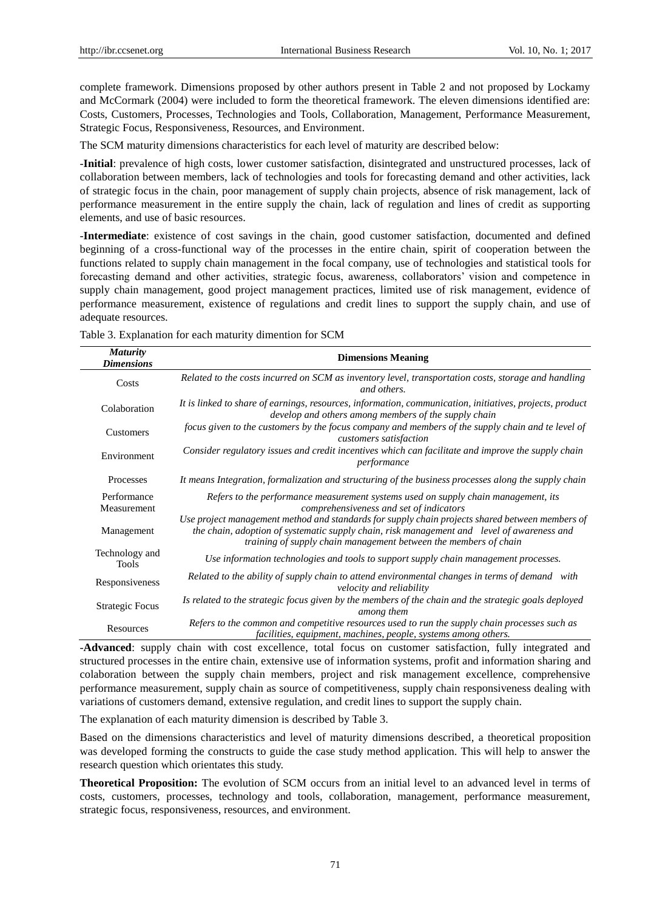complete framework. Dimensions proposed by other authors present in Table 2 and not proposed by Lockamy and McCormark (2004) were included to form the theoretical framework. The eleven dimensions identified are: Costs, Customers, Processes, Technologies and Tools, Collaboration, Management, Performance Measurement, Strategic Focus, Responsiveness, Resources, and Environment.

The SCM maturity dimensions characteristics for each level of maturity are described below:

-**Initial**: prevalence of high costs, lower customer satisfaction, disintegrated and unstructured processes, lack of collaboration between members, lack of technologies and tools for forecasting demand and other activities, lack of strategic focus in the chain, poor management of supply chain projects, absence of risk management, lack of performance measurement in the entire supply the chain, lack of regulation and lines of credit as supporting elements, and use of basic resources.

-**Intermediate**: existence of cost savings in the chain, good customer satisfaction, documented and defined beginning of a cross-functional way of the processes in the entire chain, spirit of cooperation between the functions related to supply chain management in the focal company, use of technologies and statistical tools for forecasting demand and other activities, strategic focus, awareness, collaborators' vision and competence in supply chain management, good project management practices, limited use of risk management, evidence of performance measurement, existence of regulations and credit lines to support the supply chain, and use of adequate resources.

Table 3. Explanation for each maturity dimention for SCM

| *Maturity Dimensions* | **Dimensions Meaning** |
|---|---|
| Costs | *Related to the costs incurred on SCM as inventory level, transportation costs, storage and handling and others.* |
| Colaboration | *It is linked to share of earnings, resources, information, communication, initiatives, projects, product develop and others among members of the supply chain* |
| Customers | *focus given to the customers by the focus company and members of the supply chain and te level of customers satisfaction* |
| Environment | *Consider regulatory issues and credit incentives which can facilitate and improve the supply chain performance* |
| Processes | *It means Integration, formalization and structuring of the business processes along the supply chain* |
| Performance Measurement | *Refers to the performance measurement systems used on supply chain management, its comprehensiveness and set of indicators* |
| Management | *Use project management method and standards for supply chain projects shared between members of the chain, adoption of systematic supply chain, risk management and level of awareness and training of supply chain management between the members of chain* |
| Technology and Tools | *Use information technologies and tools to support supply chain management processes.* |
| Responsiveness | *Related to the ability of supply chain to attend environmental changes in terms of demand with velocity and reliability* |
| Strategic Focus | *Is related to the strategic focus given by the members of the chain and the strategic goals deployed among them* |
| Resources | *Refers to the common and competitive resources used to run the supply chain processes such as facilities, equipment, machines, people, systems among others.* |

-**Advanced**: supply chain with cost excellence, total focus on customer satisfaction, fully integrated and structured processes in the entire chain, extensive use of information systems, profit and information sharing and colaboration between the supply chain members, project and risk management excellence, comprehensive performance measurement, supply chain as source of competitiveness, supply chain responsiveness dealing with variations of customers demand, extensive regulation, and credit lines to support the supply chain.

The explanation of each maturity dimension is described by Table 3.

Based on the dimensions characteristics and level of maturity dimensions described, a theoretical proposition was developed forming the constructs to guide the case study method application. This will help to answer the research question which orientates this study.

**Theoretical Proposition:** The evolution of SCM occurs from an initial level to an advanced level in terms of costs, customers, processes, technology and tools, collaboration, management, performance measurement, strategic focus, responsiveness, resources, and environment.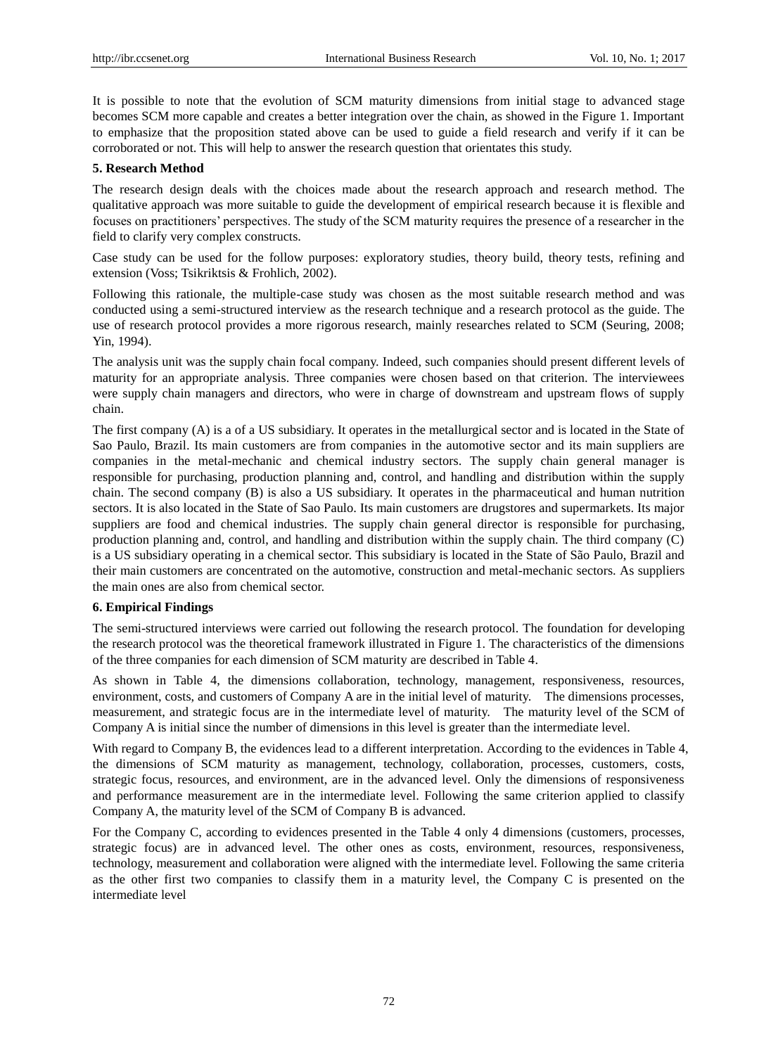It is possible to note that the evolution of SCM maturity dimensions from initial stage to advanced stage becomes SCM more capable and creates a better integration over the chain, as showed in the Figure 1. Important to emphasize that the proposition stated above can be used to guide a field research and verify if it can be corroborated or not. This will help to answer the research question that orientates this study.

## 5. Research Method

The research design deals with the choices made about the research approach and research method. The qualitative approach was more suitable to guide the development of empirical research because it is flexible and focuses on practitioners' perspectives. The study of the SCM maturity requires the presence of a researcher in the field to clarify very complex constructs.

Case study can be used for the follow purposes: exploratory studies, theory build, theory tests, refining and extension (Voss; Tsikriktsis & Frohlich, 2002).

Following this rationale, the multiple-case study was chosen as the most suitable research method and was conducted using a semi-structured interview as the research technique and a research protocol as the guide. The use of research protocol provides a more rigorous research, mainly researches related to SCM (Seuring, 2008; Yin, 1994).

The analysis unit was the supply chain focal company. Indeed, such companies should present different levels of maturity for an appropriate analysis. Three companies were chosen based on that criterion. The interviewees were supply chain managers and directors, who were in charge of downstream and upstream flows of supply chain.

The first company (A) is a of a US subsidiary. It operates in the metallurgical sector and is located in the State of Sao Paulo, Brazil. Its main customers are from companies in the automotive sector and its main suppliers are companies in the metal-mechanic and chemical industry sectors. The supply chain general manager is responsible for purchasing, production planning and, control, and handling and distribution within the supply chain. The second company (B) is also a US subsidiary. It operates in the pharmaceutical and human nutrition sectors. It is also located in the State of Sao Paulo. Its main customers are drugstores and supermarkets. Its major suppliers are food and chemical industries. The supply chain general director is responsible for purchasing, production planning and, control, and handling and distribution within the supply chain. The third company (C) is a US subsidiary operating in a chemical sector. This subsidiary is located in the State of São Paulo, Brazil and their main customers are concentrated on the automotive, construction and metal-mechanic sectors. As suppliers the main ones are also from chemical sector.

## 6. Empirical Findings

The semi-structured interviews were carried out following the research protocol. The foundation for developing the research protocol was the theoretical framework illustrated in Figure 1. The characteristics of the dimensions of the three companies for each dimension of SCM maturity are described in Table 4.

As shown in Table 4, the dimensions collaboration, technology, management, responsiveness, resources, environment, costs, and customers of Company A are in the initial level of maturity. The dimensions processes, measurement, and strategic focus are in the intermediate level of maturity. The maturity level of the SCM of Company A is initial since the number of dimensions in this level is greater than the intermediate level.

With regard to Company B, the evidences lead to a different interpretation. According to the evidences in Table 4, the dimensions of SCM maturity as management, technology, collaboration, processes, customers, costs, strategic focus, resources, and environment, are in the advanced level. Only the dimensions of responsiveness and performance measurement are in the intermediate level. Following the same criterion applied to classify Company A, the maturity level of the SCM of Company B is advanced.

For the Company C, according to evidences presented in the Table 4 only 4 dimensions (customers, processes, strategic focus) are in advanced level. The other ones as costs, environment, resources, responsiveness, technology, measurement and collaboration were aligned with the intermediate level. Following the same criteria as the other first two companies to classify them in a maturity level, the Company C is presented on the intermediate level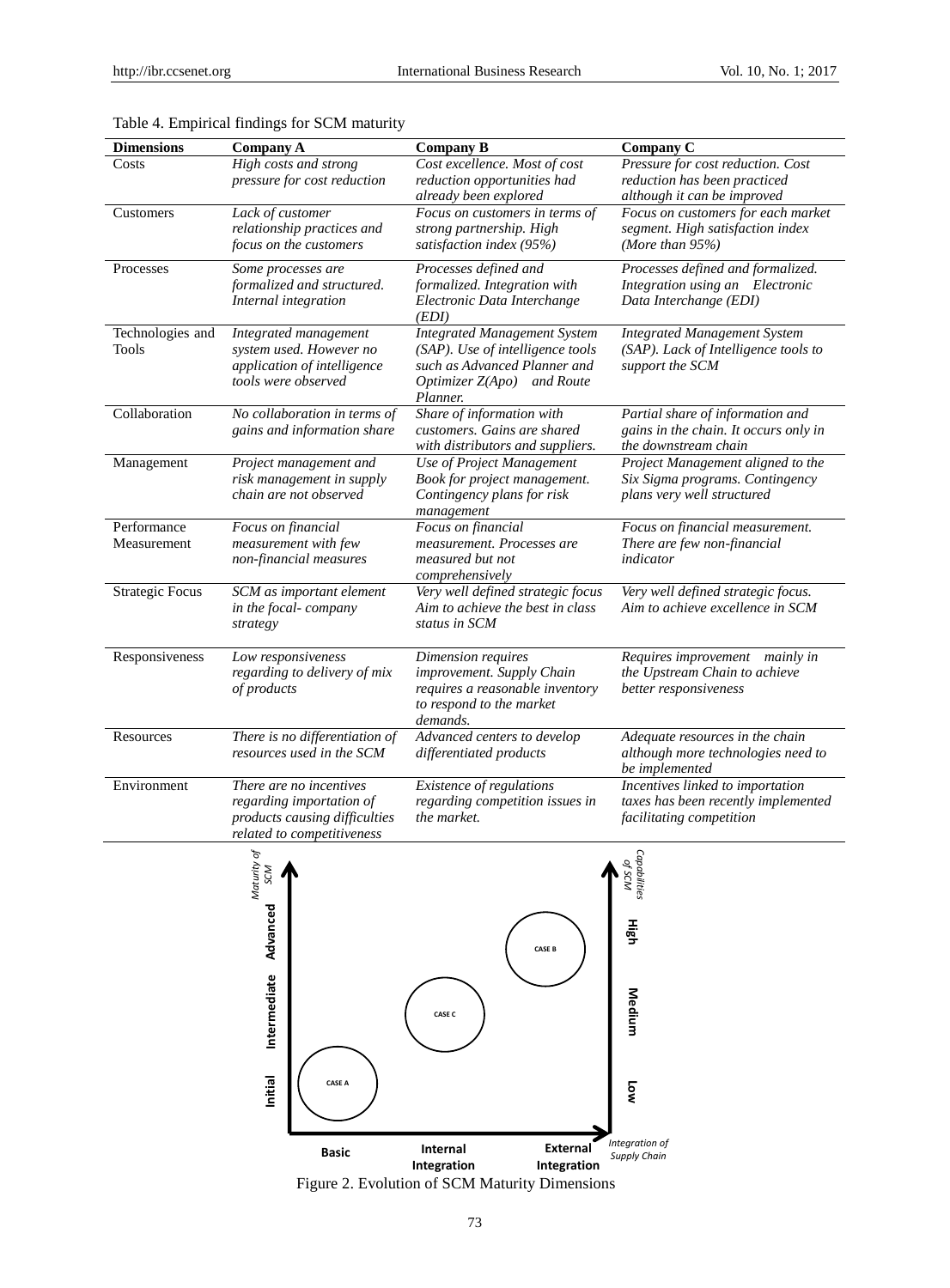Table 4. Empirical findings for SCM maturity

| Dimensions | Company A | Company B | Company C |
|---|---|---|---|
| Costs | *High costs and strong pressure for cost reduction* | *Cost excellence. Most of cost reduction opportunities had already been explored* | *Pressure for cost reduction. Cost reduction has been practiced although it can be improved* |
| Customers | *Lack of customer relationship practices and focus on the customers* | *Focus on customers in terms of strong partnership. High satisfaction index (95%)* | *Focus on customers for each market segment. High satisfaction index (More than 95%)* |
| Processes | *Some processes are formalized and structured. Internal integration* | *Processes defined and formalized. Integration with Electronic Data Interchange (EDI)* | *Processes defined and formalized. Integration using an Electronic Data Interchange (EDI)* |
| Technologies and Tools | *Integrated management system used. However no application of intelligence tools were observed* | *Integrated Management System (SAP). Use of intelligence tools such as Advanced Planner and Optimizer Z(Apo) and Route Planner.* | *Integrated Management System (SAP). Lack of Intelligence tools to support the SCM* |
| Collaboration | *No collaboration in terms of gains and information share* | *Share of information with customers. Gains are shared with distributors and suppliers.* | *Partial share of information and gains in the chain. It occurs only in the downstream chain* |
| Management | *Project management and risk management in supply chain are not observed* | *Use of Project Management Book for project management. Contingency plans for risk management* | *Project Management aligned to the Six Sigma programs. Contingency plans very well structured* |
| Performance Measurement | *Focus on financial measurement with few non-financial measures* | *Focus on financial measurement. Processes are measured but not comprehensively* | *Focus on financial measurement. There are few non-financial indicator* |
| Strategic Focus | *SCM as important element in the focal- company strategy* | *Very well defined strategic focus Aim to achieve the best in class status in SCM* | *Very well defined strategic focus. Aim to achieve excellence in SCM* |
| Responsiveness | *Low responsiveness regarding to delivery of mix of products* | *Dimension requires improvement. Supply Chain requires a reasonable inventory to respond to the market demands.* | *Requires improvement mainly in the Upstream Chain to achieve better responsiveness* |
| Resources | *There is no differentiation of resources used in the SCM* | *Advanced centers to develop differentiated products* | *Adequate resources in the chain although more technologies need to be implemented* |
| Environment | *There are no incentives regarding importation of products causing difficulties related to competitiveness* | *Existence of regulations regarding competition issues in the market.* | *Incentives linked to importation taxes has been recently implemented facilitating competition* |

Figure 2. Evolution of SCM Maturity Dimensions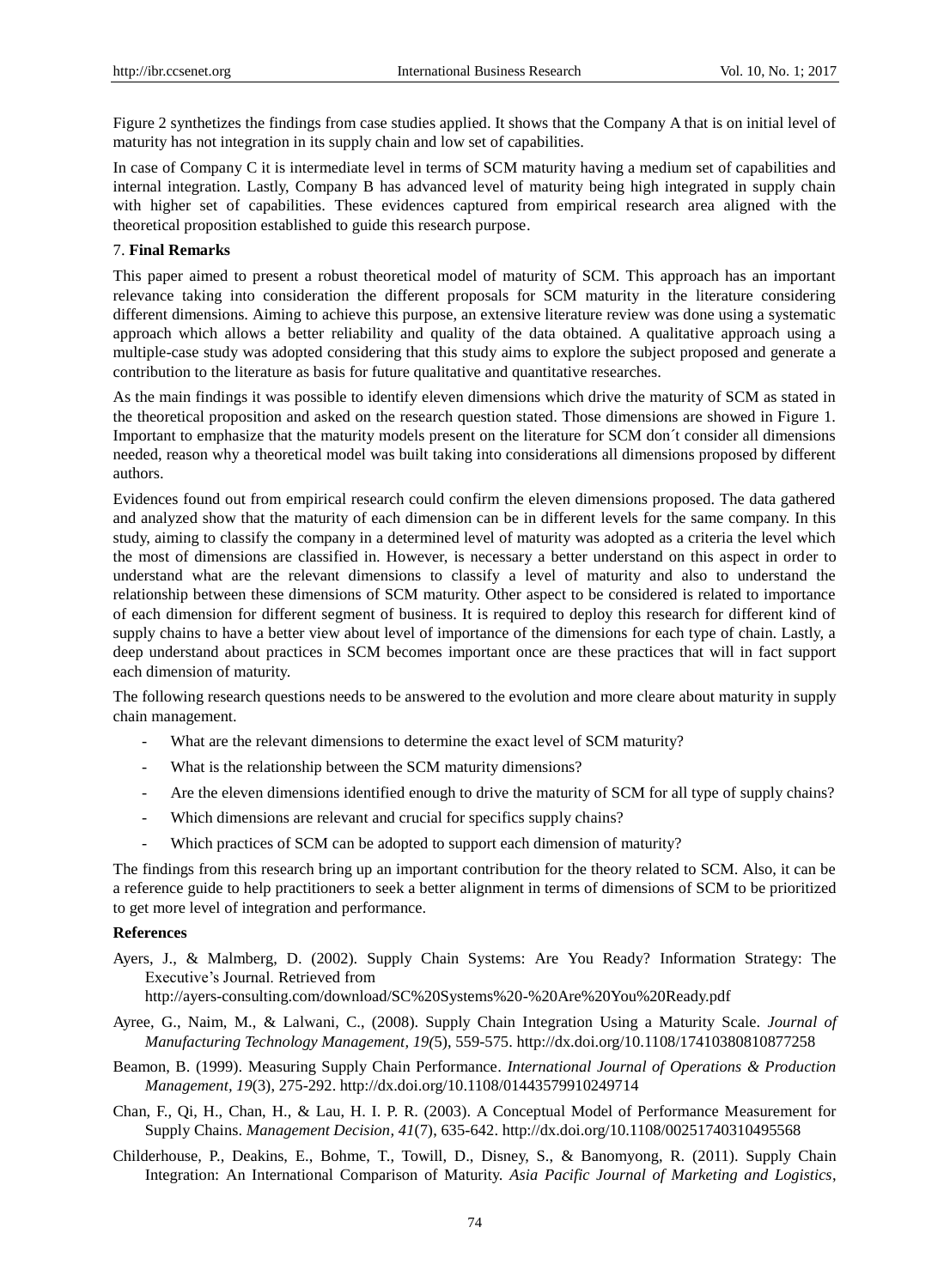Figure 2 synthetizes the findings from case studies applied. It shows that the Company A that is on initial level of maturity has not integration in its supply chain and low set of capabilities.

In case of Company C it is intermediate level in terms of SCM maturity having a medium set of capabilities and internal integration. Lastly, Company B has advanced level of maturity being high integrated in supply chain with higher set of capabilities. These evidences captured from empirical research area aligned with the theoretical proposition established to guide this research purpose.

## 7. **Final Remarks**

This paper aimed to present a robust theoretical model of maturity of SCM. This approach has an important relevance taking into consideration the different proposals for SCM maturity in the literature considering different dimensions. Aiming to achieve this purpose, an extensive literature review was done using a systematic approach which allows a better reliability and quality of the data obtained. A qualitative approach using a multiple-case study was adopted considering that this study aims to explore the subject proposed and generate a contribution to the literature as basis for future qualitative and quantitative researches.

As the main findings it was possible to identify eleven dimensions which drive the maturity of SCM as stated in the theoretical proposition and asked on the research question stated. Those dimensions are showed in Figure 1. Important to emphasize that the maturity models present on the literature for SCM don´t consider all dimensions needed, reason why a theoretical model was built taking into considerations all dimensions proposed by different authors.

Evidences found out from empirical research could confirm the eleven dimensions proposed. The data gathered and analyzed show that the maturity of each dimension can be in different levels for the same company. In this study, aiming to classify the company in a determined level of maturity was adopted as a criteria the level which the most of dimensions are classified in. However, is necessary a better understand on this aspect in order to understand what are the relevant dimensions to classify a level of maturity and also to understand the relationship between these dimensions of SCM maturity. Other aspect to be considered is related to importance of each dimension for different segment of business. It is required to deploy this research for different kind of supply chains to have a better view about level of importance of the dimensions for each type of chain. Lastly, a deep understand about practices in SCM becomes important once are these practices that will in fact support each dimension of maturity.

The following research questions needs to be answered to the evolution and more cleare about maturity in supply chain management.

- What are the relevant dimensions to determine the exact level of SCM maturity?
- What is the relationship between the SCM maturity dimensions?
- Are the eleven dimensions identified enough to drive the maturity of SCM for all type of supply chains?
- Which dimensions are relevant and crucial for specifics supply chains?
- Which practices of SCM can be adopted to support each dimension of maturity?

The findings from this research bring up an important contribution for the theory related to SCM. Also, it can be a reference guide to help practitioners to seek a better alignment in terms of dimensions of SCM to be prioritized to get more level of integration and performance.

## **References**

Ayers, J., & Malmberg, D. (2002). Supply Chain Systems: Are You Ready? Information Strategy: The Executive's Journal. Retrieved from http://ayers-consulting.com/download/SC%20Systems%20-%20Are%20You%20Ready.pdf

Ayree, G., Naim, M., & Lalwani, C., (2008). Supply Chain Integration Using a Maturity Scale. *Journal of Manufacturing Technology Management*, *19(*5), 559-575. http://dx.doi.org/10.1108/17410380810877258

Beamon, B. (1999). Measuring Supply Chain Performance. *International Journal of Operations & Production Management*, *19*(3), 275-292. http://dx.doi.org/10.1108/01443579910249714

Chan, F., Qi, H., Chan, H., & Lau, H. I. P. R. (2003). A Conceptual Model of Performance Measurement for Supply Chains. *Management Decision*, *41*(7), 635-642. http://dx.doi.org/10.1108/00251740310495568

Childerhouse, P., Deakins, E., Bohme, T., Towill, D., Disney, S., & Banomyong, R. (2011). Supply Chain Integration: An International Comparison of Maturity. *Asia Pacific Journal of Marketing and Logistics*,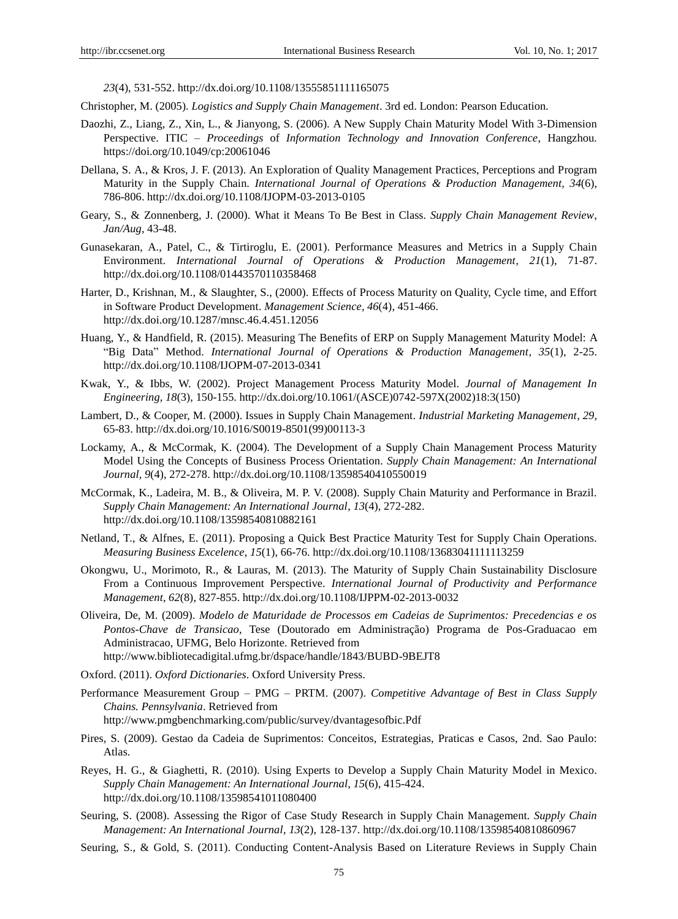*23*(4), 531-552. http://dx.doi.org/10.1108/13555851111165075

Christopher, M. (2005). *Logistics and Supply Chain Management*. 3rd ed. London: Pearson Education.

Daozhi, Z., Liang, Z., Xin, L., & Jianyong, S. (2006). A New Supply Chain Maturity Model With 3-Dimension Perspective. ITIC – *Proceedings* of *Information Technology and Innovation Conference*, Hangzhou. https://doi.org/10.1049/cp:20061046

Dellana, S. A., & Kros, J. F. (2013). An Exploration of Quality Management Practices, Perceptions and Program Maturity in the Supply Chain. *International Journal of Operations & Production Management, 34*(6), 786-806. http://dx.doi.org/10.1108/IJOPM-03-2013-0105

Geary, S., & Zonnenberg, J. (2000). What it Means To Be Best in Class. *Supply Chain Management Review*, *Jan/Aug*, 43-48.

Gunasekaran, A., Patel, C., & Tirtiroglu, E. (2001). Performance Measures and Metrics in a Supply Chain Environment. *International Journal of Operations & Production Management, 21*(1), 71-87. http://dx.doi.org/10.1108/01443570110358468

Harter, D., Krishnan, M., & Slaughter, S., (2000). Effects of Process Maturity on Quality, Cycle time, and Effort in Software Product Development. *Management Science, 46*(4), 451-466. http://dx.doi.org/10.1287/mnsc.46.4.451.12056

Huang, Y., & Handfield, R. (2015). Measuring The Benefits of ERP on Supply Management Maturity Model: A "Big Data" Method. *International Journal of Operations & Production Management, 35*(1), 2-25. http://dx.doi.org/10.1108/IJOPM-07-2013-0341

Kwak, Y., & Ibbs, W. (2002). Project Management Process Maturity Model. *Journal of Management In Engineering, 18*(3), 150-155. http://dx.doi.org/10.1061/(ASCE)0742-597X(2002)18:3(150)

Lambert, D., & Cooper, M. (2000). Issues in Supply Chain Management. *Industrial Marketing Management, 29*, 65-83. http://dx.doi.org/10.1016/S0019-8501(99)00113-3

Lockamy, A., & McCormak, K. (2004). The Development of a Supply Chain Management Process Maturity Model Using the Concepts of Business Process Orientation. *Supply Chain Management: An International Journal, 9*(4), 272-278. http://dx.doi.org/10.1108/13598540410550019

McCormak, K., Ladeira, M. B., & Oliveira, M. P. V. (2008). Supply Chain Maturity and Performance in Brazil. *Supply Chain Management: An International Journal, 13*(4), 272-282. http://dx.doi.org/10.1108/13598540810882161

Netland, T., & Alfnes, E. (2011). Proposing a Quick Best Practice Maturity Test for Supply Chain Operations. *Measuring Business Excelence, 15*(1), 66-76. http://dx.doi.org/10.1108/13683041111113259

Okongwu, U., Morimoto, R., & Lauras, M. (2013). The Maturity of Supply Chain Sustainability Disclosure From a Continuous Improvement Perspective. *International Journal of Productivity and Performance Management, 62*(8), 827-855. http://dx.doi.org/10.1108/IJPPM-02-2013-0032

Oliveira, De, M. (2009). *Modelo de Maturidade de Processos em Cadeias de Suprimentos: Precedencias e os Pontos-Chave de Transicao*, Tese (Doutorado em Administração) Programa de Pos-Graduacao em Administracao, UFMG, Belo Horizonte. Retrieved from http://www.bibliotecadigital.ufmg.br/dspace/handle/1843/BUBD-9BEJT8

Oxford. (2011). *Oxford Dictionaries*. Oxford University Press.

Performance Measurement Group – PMG – PRTM. (2007). *Competitive Advantage of Best in Class Supply Chains. Pennsylvania*. Retrieved from http://www.pmgbenchmarking.com/public/survey/dvantagesofbic.Pdf

Pires, S. (2009). Gestao da Cadeia de Suprimentos: Conceitos, Estrategias, Praticas e Casos, 2nd. Sao Paulo: Atlas.

Reyes, H. G., & Giaghetti, R. (2010). Using Experts to Develop a Supply Chain Maturity Model in Mexico. *Supply Chain Management: An International Journal, 15*(6), 415-424. http://dx.doi.org/10.1108/13598541011080400

Seuring, S. (2008). Assessing the Rigor of Case Study Research in Supply Chain Management. *Supply Chain Management: An International Journal, 13*(2), 128-137. http://dx.doi.org/10.1108/13598540810860967

Seuring, S., & Gold, S. (2011). Conducting Content-Analysis Based on Literature Reviews in Supply Chain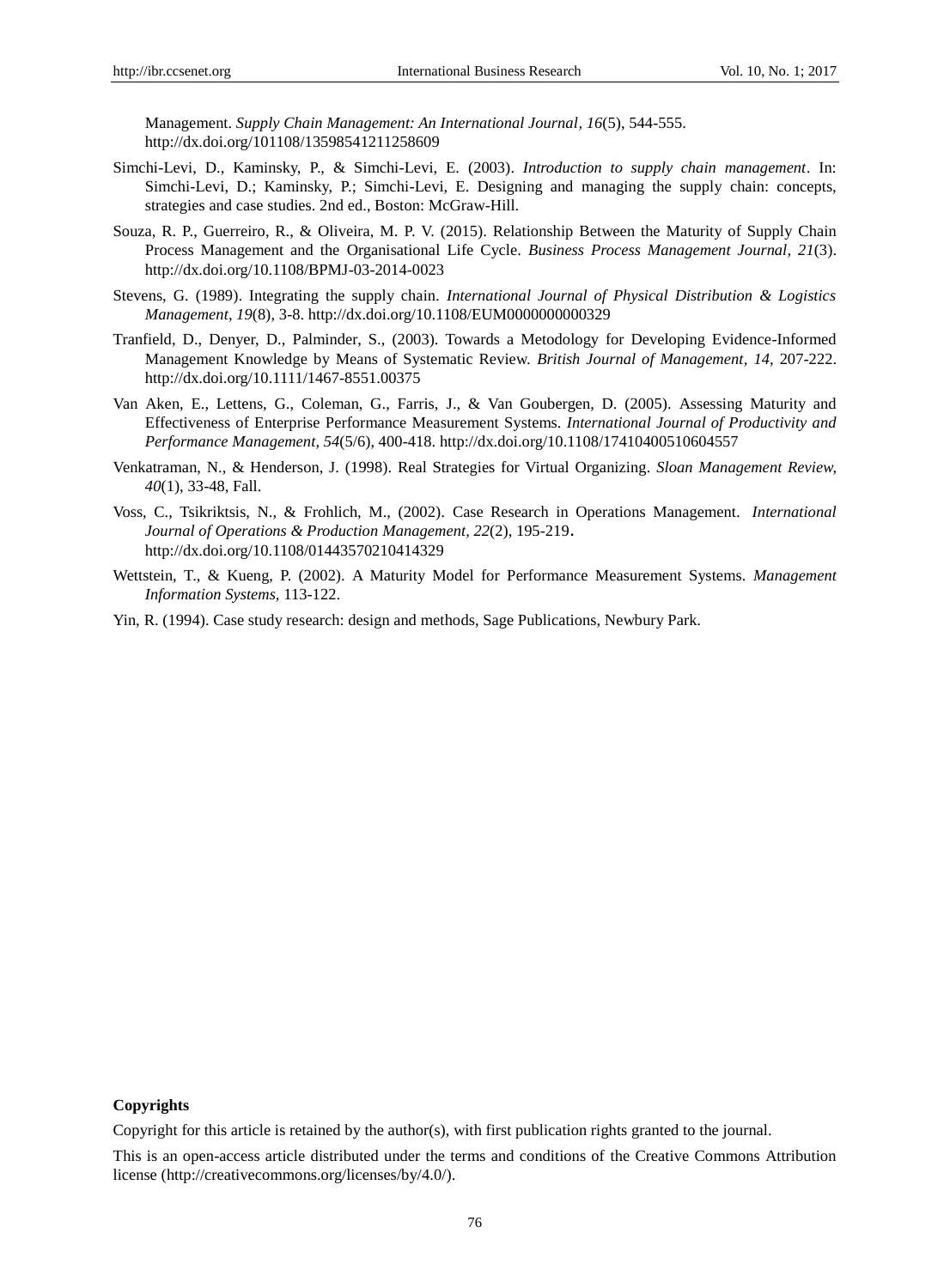Management. *Supply Chain Management: An International Journal, 16*(5), 544-555. http://dx.doi.org/101108/13598541211258609

Simchi-Levi, D., Kaminsky, P., & Simchi-Levi, E. (2003). *Introduction to supply chain management*. In: Simchi-Levi, D.; Kaminsky, P.; Simchi-Levi, E. Designing and managing the supply chain: concepts, strategies and case studies. 2nd ed., Boston: McGraw-Hill.

Souza, R. P., Guerreiro, R., & Oliveira, M. P. V. (2015). Relationship Between the Maturity of Supply Chain Process Management and the Organisational Life Cycle. *Business Process Management Journal, 21*(3). http://dx.doi.org/10.1108/BPMJ-03-2014-0023

Stevens, G. (1989). Integrating the supply chain. *International Journal of Physical Distribution & Logistics Management, 19*(8), 3-8. http://dx.doi.org/10.1108/EUM0000000000329

Tranfield, D., Denyer, D., Palminder, S., (2003). Towards a Metodology for Developing Evidence-Informed Management Knowledge by Means of Systematic Review. *British Journal of Management, 14,* 207-222. http://dx.doi.org/10.1111/1467-8551.00375

Van Aken, E., Lettens, G., Coleman, G., Farris, J., & Van Goubergen, D. (2005). Assessing Maturity and Effectiveness of Enterprise Performance Measurement Systems. *International Journal of Productivity and Performance Management, 54*(5/6), 400-418. http://dx.doi.org/10.1108/17410400510604557

Venkatraman, N., & Henderson, J. (1998). Real Strategies for Virtual Organizing. *Sloan Management Review, 40*(1), 33-48, Fall.

Voss, C., Tsikriktsis, N., & Frohlich, M., (2002). Case Research in Operations Management. *International Journal of Operations & Production Management, 22*(2), 195-219. http://dx.doi.org/10.1108/01443570210414329

Wettstein, T., & Kueng, P. (2002). A Maturity Model for Performance Measurement Systems. *Management Information Systems,* 113-122.

Yin, R. (1994). Case study research: design and methods, Sage Publications, Newbury Park.

**Copyrights**

Copyright for this article is retained by the author(s), with first publication rights granted to the journal.

This is an open-access article distributed under the terms and conditions of the Creative Commons Attribution license (http://creativecommons.org/licenses/by/4.0/).